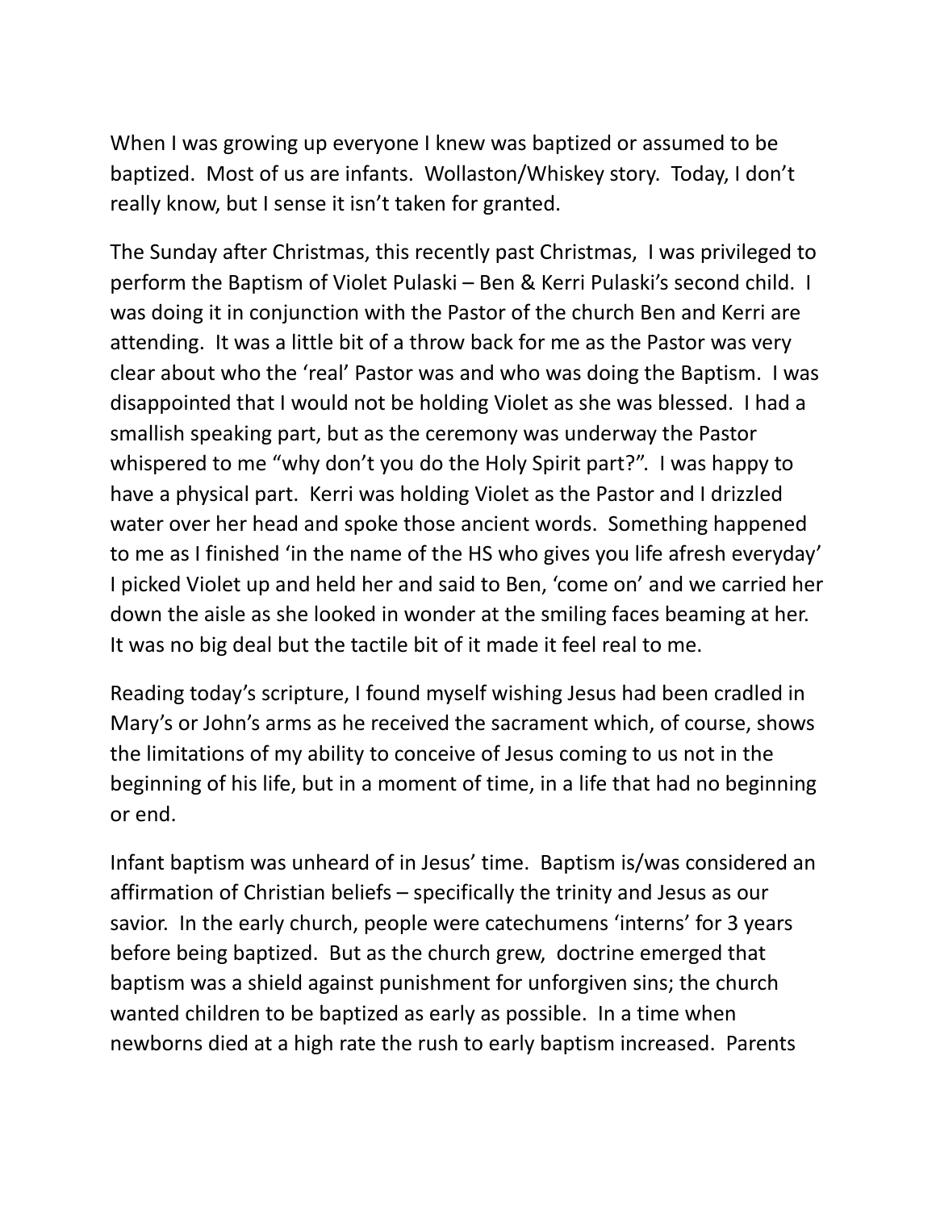When I was growing up everyone I knew was baptized or assumed to be baptized. Most of us are infants. Wollaston/Whiskey story. Today, I don't really know, but I sense it isn't taken for granted.

The Sunday after Christmas, this recently past Christmas, I was privileged to perform the Baptism of Violet Pulaski – Ben & Kerri Pulaski's second child. I was doing it in conjunction with the Pastor of the church Ben and Kerri are attending. It was a little bit of a throw back for me as the Pastor was very clear about who the 'real' Pastor was and who was doing the Baptism. I was disappointed that I would not be holding Violet as she was blessed. I had a smallish speaking part, but as the ceremony was underway the Pastor whispered to me "why don't you do the Holy Spirit part?". I was happy to have a physical part. Kerri was holding Violet as the Pastor and I drizzled water over her head and spoke those ancient words. Something happened to me as I finished 'in the name of the HS who gives you life afresh everyday' I picked Violet up and held her and said to Ben, 'come on' and we carried her down the aisle as she looked in wonder at the smiling faces beaming at her. It was no big deal but the tactile bit of it made it feel real to me.

Reading today's scripture, I found myself wishing Jesus had been cradled in Mary's or John's arms as he received the sacrament which, of course, shows the limitations of my ability to conceive of Jesus coming to us not in the beginning of his life, but in a moment of time, in a life that had no beginning or end.

Infant baptism was unheard of in Jesus' time. Baptism is/was considered an affirmation of Christian beliefs – specifically the trinity and Jesus as our savior. In the early church, people were catechumens 'interns' for 3 years before being baptized. But as the church grew, doctrine emerged that baptism was a shield against punishment for unforgiven sins; the church wanted children to be baptized as early as possible. In a time when newborns died at a high rate the rush to early baptism increased. Parents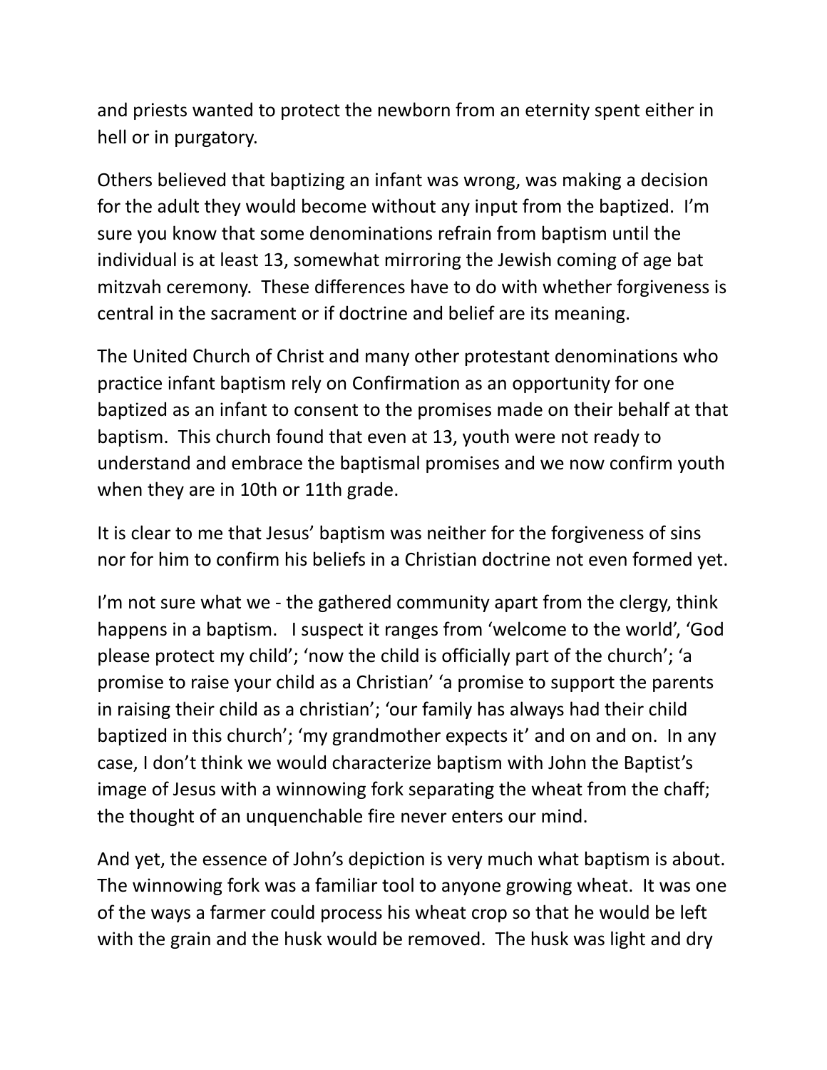and priests wanted to protect the newborn from an eternity spent either in hell or in purgatory.

Others believed that baptizing an infant was wrong, was making a decision for the adult they would become without any input from the baptized. I'm sure you know that some denominations refrain from baptism until the individual is at least 13, somewhat mirroring the Jewish coming of age bat mitzvah ceremony. These differences have to do with whether forgiveness is central in the sacrament or if doctrine and belief are its meaning.

The United Church of Christ and many other protestant denominations who practice infant baptism rely on Confirmation as an opportunity for one baptized as an infant to consent to the promises made on their behalf at that baptism. This church found that even at 13, youth were not ready to understand and embrace the baptismal promises and we now confirm youth when they are in 10th or 11th grade.

It is clear to me that Jesus' baptism was neither for the forgiveness of sins nor for him to confirm his beliefs in a Christian doctrine not even formed yet.

I'm not sure what we - the gathered community apart from the clergy, think happens in a baptism. I suspect it ranges from 'welcome to the world', 'God please protect my child'; 'now the child is officially part of the church'; 'a promise to raise your child as a Christian' 'a promise to support the parents in raising their child as a christian'; 'our family has always had their child baptized in this church'; 'my grandmother expects it' and on and on. In any case, I don't think we would characterize baptism with John the Baptist's image of Jesus with a winnowing fork separating the wheat from the chaff; the thought of an unquenchable fire never enters our mind.

And yet, the essence of John's depiction is very much what baptism is about. The winnowing fork was a familiar tool to anyone growing wheat. It was one of the ways a farmer could process his wheat crop so that he would be left with the grain and the husk would be removed. The husk was light and dry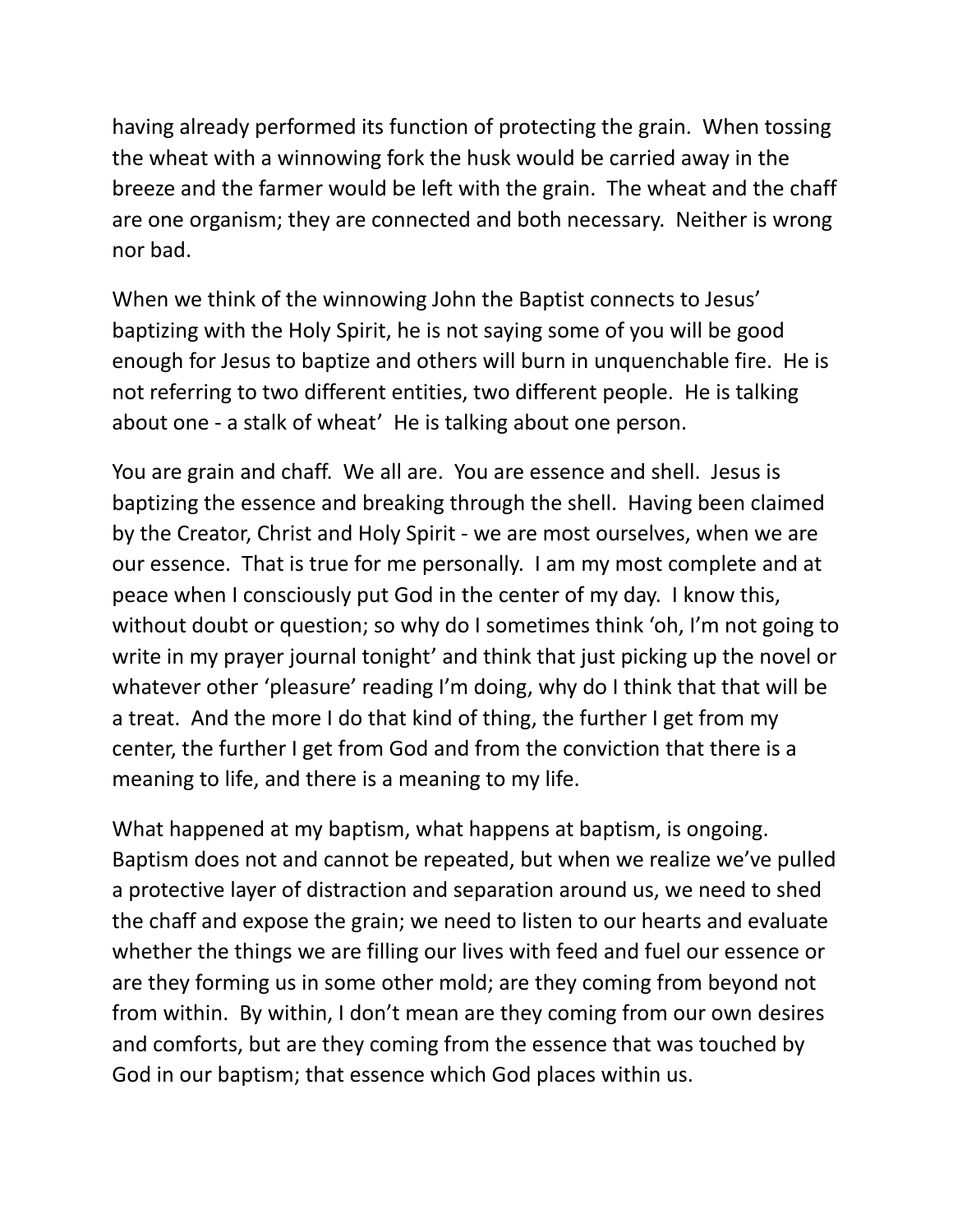having already performed its function of protecting the grain. When tossing the wheat with a winnowing fork the husk would be carried away in the breeze and the farmer would be left with the grain. The wheat and the chaff are one organism; they are connected and both necessary. Neither is wrong nor bad.

When we think of the winnowing John the Baptist connects to Jesus' baptizing with the Holy Spirit, he is not saying some of you will be good enough for Jesus to baptize and others will burn in unquenchable fire. He is not referring to two different entities, two different people. He is talking about one - a stalk of wheat' He is talking about one person.

You are grain and chaff. We all are. You are essence and shell. Jesus is baptizing the essence and breaking through the shell. Having been claimed by the Creator, Christ and Holy Spirit - we are most ourselves, when we are our essence. That is true for me personally. I am my most complete and at peace when I consciously put God in the center of my day. I know this, without doubt or question; so why do I sometimes think 'oh, I'm not going to write in my prayer journal tonight' and think that just picking up the novel or whatever other 'pleasure' reading I'm doing, why do I think that that will be a treat. And the more I do that kind of thing, the further I get from my center, the further I get from God and from the conviction that there is a meaning to life, and there is a meaning to my life.

What happened at my baptism, what happens at baptism, is ongoing. Baptism does not and cannot be repeated, but when we realize we've pulled a protective layer of distraction and separation around us, we need to shed the chaff and expose the grain; we need to listen to our hearts and evaluate whether the things we are filling our lives with feed and fuel our essence or are they forming us in some other mold; are they coming from beyond not from within. By within, I don't mean are they coming from our own desires and comforts, but are they coming from the essence that was touched by God in our baptism; that essence which God places within us.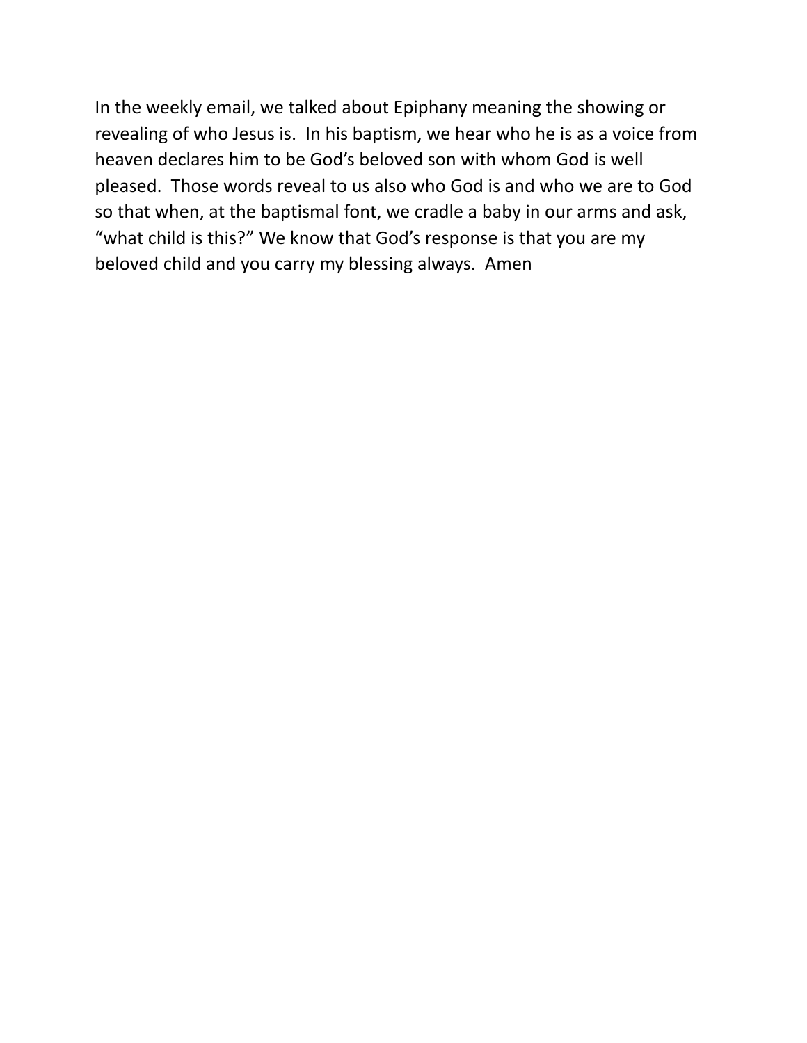In the weekly email, we talked about Epiphany meaning the showing or revealing of who Jesus is.  In his baptism, we hear who he is as a voice from heaven declares him to be God's beloved son with whom God is well pleased.  Those words reveal to us also who God is and who we are to God so that when, at the baptismal font, we cradle a baby in our arms and ask, "what child is this?" We know that God's response is that you are my beloved child and you carry my blessing always.  Amen